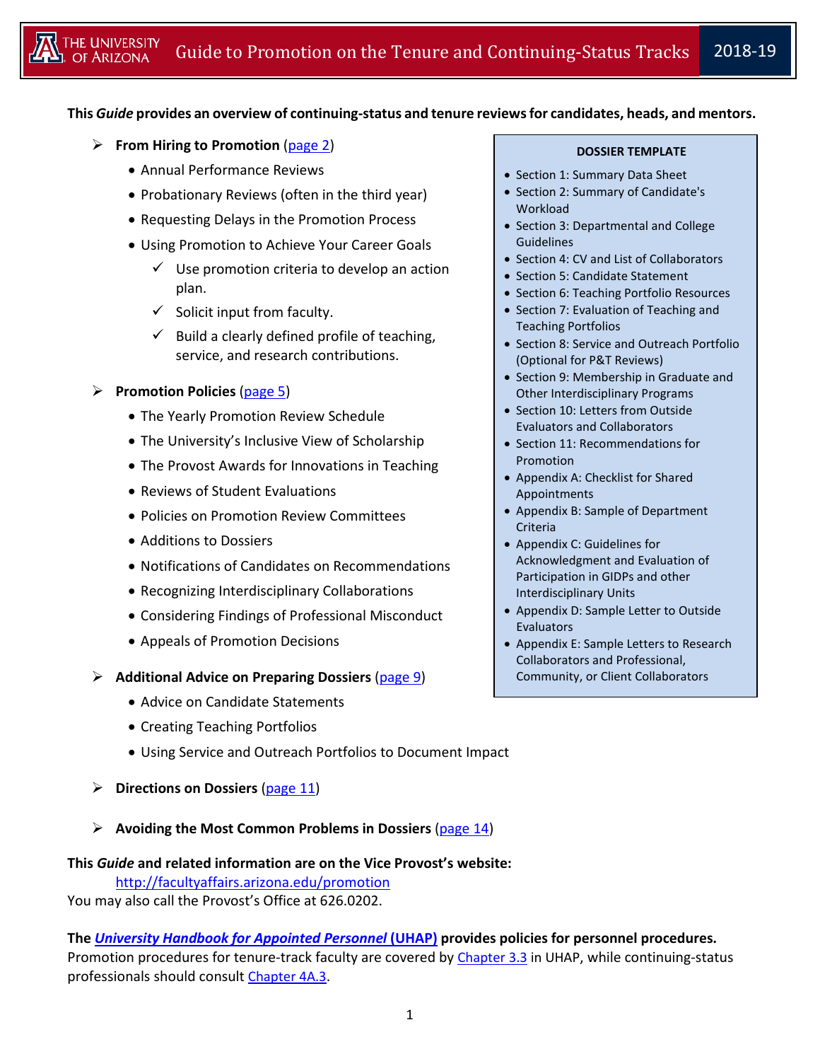# Guide to Promotion on the Tenure and Continuing-Status Tracks 2018-19

**This *Guide* provides an overview of continuing-status and tenure reviews for candidates, heads, and mentors.**

- **From Hiring to Promotion** ([page 2](#))
  - Annual Performance Reviews
  - Probationary Reviews (often in the third year)
  - Requesting Delays in the Promotion Process
  - Using Promotion to Achieve Your Career Goals
    - ✓ Use promotion criteria to develop an action plan.
    - ✓ Solicit input from faculty.
    - ✓ Build a clearly defined profile of teaching, service, and research contributions.
- **Promotion Policies** ([page 5](#))
  - The Yearly Promotion Review Schedule
  - The University's Inclusive View of Scholarship
  - The Provost Awards for Innovations in Teaching
  - Reviews of Student Evaluations
  - Policies on Promotion Review Committees
  - Additions to Dossiers
  - Notifications of Candidates on Recommendations
  - Recognizing Interdisciplinary Collaborations
  - Considering Findings of Professional Misconduct
  - Appeals of Promotion Decisions
- **Additional Advice on Preparing Dossiers** ([page 9](#))
  - Advice on Candidate Statements
  - Creating Teaching Portfolios
  - Using Service and Outreach Portfolios to Document Impact
- **Directions on Dossiers** ([page 11](#))
- **Avoiding the Most Common Problems in Dossiers** ([page 14](#))

**DOSSIER TEMPLATE**

- Section 1: Summary Data Sheet
- Section 2: Summary of Candidate's Workload
- Section 3: Departmental and College Guidelines
- Section 4: CV and List of Collaborators
- Section 5: Candidate Statement
- Section 6: Teaching Portfolio Resources
- Section 7: Evaluation of Teaching and Teaching Portfolios
- Section 8: Service and Outreach Portfolio (Optional for P&T Reviews)
- Section 9: Membership in Graduate and Other Interdisciplinary Programs
- Section 10: Letters from Outside Evaluators and Collaborators
- Section 11: Recommendations for Promotion
- Appendix A: Checklist for Shared Appointments
- Appendix B: Sample of Department Criteria
- Appendix C: Guidelines for Acknowledgment and Evaluation of Participation in GIDPs and other Interdisciplinary Units
- Appendix D: Sample Letter to Outside Evaluators
- Appendix E: Sample Letters to Research Collaborators and Professional, Community, or Client Collaborators

**This *Guide* and related information are on the Vice Provost's website:**

[http://facultyaffairs.arizona.edu/promotion](http://facultyaffairs.arizona.edu/promotion)

You may also call the Provost's Office at 626.0202.

**The [*University Handbook for Appointed Personnel* (UHAP)](#) provides policies for personnel procedures.** Promotion procedures for tenure-track faculty are covered by [Chapter 3.3](#) in UHAP, while continuing-status professionals should consult [Chapter 4A.3](#).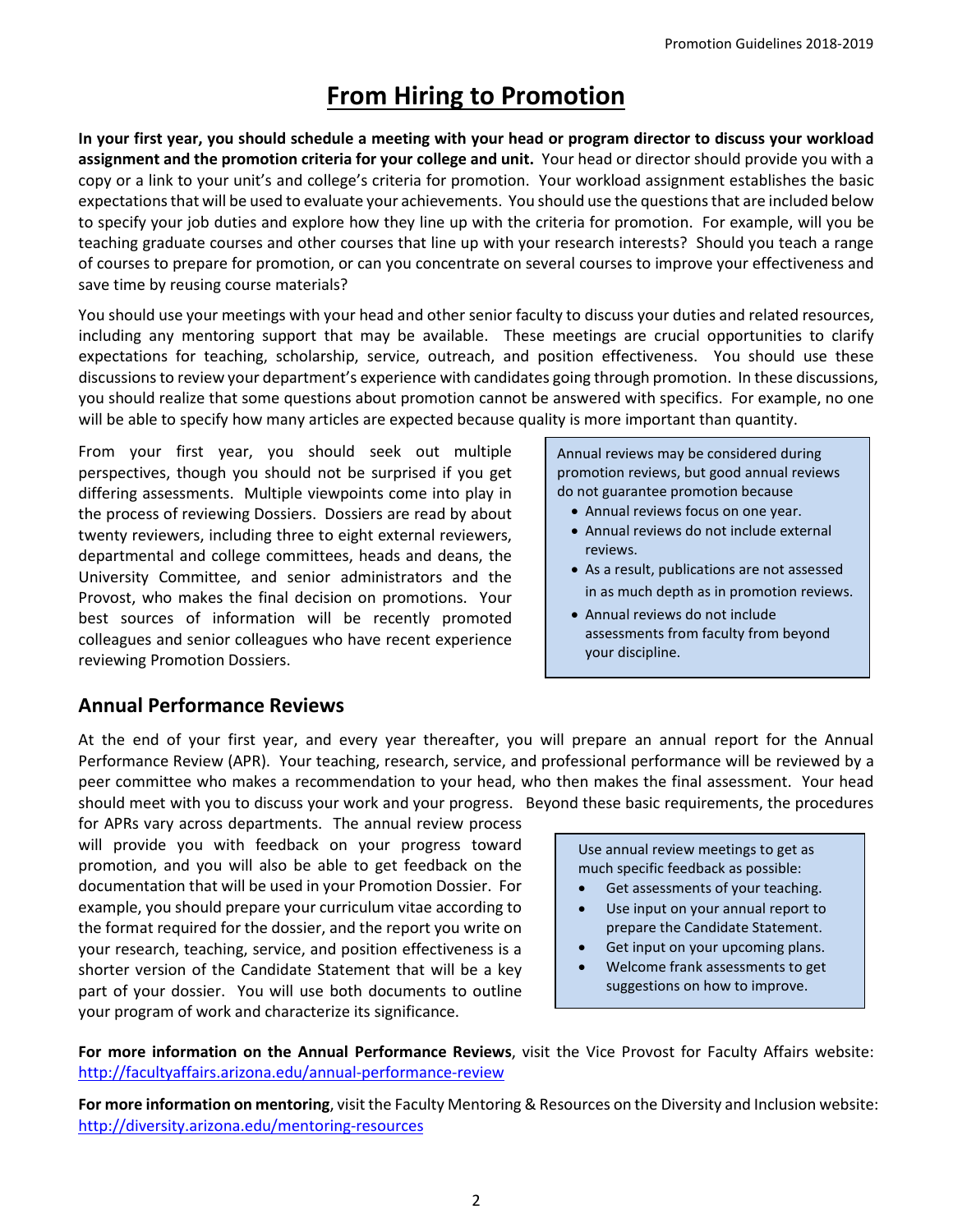# From Hiring to Promotion

**In your first year, you should schedule a meeting with your head or program director to discuss your workload assignment and the promotion criteria for your college and unit.** Your head or director should provide you with a copy or a link to your unit's and college's criteria for promotion. Your workload assignment establishes the basic expectations that will be used to evaluate your achievements. You should use the questions that are included below to specify your job duties and explore how they line up with the criteria for promotion. For example, will you be teaching graduate courses and other courses that line up with your research interests? Should you teach a range of courses to prepare for promotion, or can you concentrate on several courses to improve your effectiveness and save time by reusing course materials?

You should use your meetings with your head and other senior faculty to discuss your duties and related resources, including any mentoring support that may be available. These meetings are crucial opportunities to clarify expectations for teaching, scholarship, service, outreach, and position effectiveness. You should use these discussions to review your department's experience with candidates going through promotion. In these discussions, you should realize that some questions about promotion cannot be answered with specifics. For example, no one will be able to specify how many articles are expected because quality is more important than quantity.

From your first year, you should seek out multiple perspectives, though you should not be surprised if you get differing assessments. Multiple viewpoints come into play in the process of reviewing Dossiers. Dossiers are read by about twenty reviewers, including three to eight external reviewers, departmental and college committees, heads and deans, the University Committee, and senior administrators and the Provost, who makes the final decision on promotions. Your best sources of information will be recently promoted colleagues and senior colleagues who have recent experience reviewing Promotion Dossiers.

Annual reviews may be considered during promotion reviews, but good annual reviews do not guarantee promotion because

- Annual reviews focus on one year.
- Annual reviews do not include external reviews.
- As a result, publications are not assessed in as much depth as in promotion reviews.
- Annual reviews do not include assessments from faculty from beyond your discipline.

## Annual Performance Reviews

At the end of your first year, and every year thereafter, you will prepare an annual report for the Annual Performance Review (APR). Your teaching, research, service, and professional performance will be reviewed by a peer committee who makes a recommendation to your head, who then makes the final assessment. Your head should meet with you to discuss your work and your progress. Beyond these basic requirements, the procedures for APRs vary across departments. The annual review process will provide you with feedback on your progress toward promotion, and you will also be able to get feedback on the documentation that will be used in your Promotion Dossier. For example, you should prepare your curriculum vitae according to the format required for the dossier, and the report you write on your research, teaching, service, and position effectiveness is a shorter version of the Candidate Statement that will be a key part of your dossier. You will use both documents to outline your program of work and characterize its significance.

Use annual review meetings to get as much specific feedback as possible:

- Get assessments of your teaching.
- Use input on your annual report to prepare the Candidate Statement.
- Get input on your upcoming plans.
- Welcome frank assessments to get suggestions on how to improve.

**For more information on the Annual Performance Reviews**, visit the Vice Provost for Faculty Affairs website: http://facultyaffairs.arizona.edu/annual-performance-review

**For more information on mentoring**, visit the Faculty Mentoring & Resources on the Diversity and Inclusion website: http://diversity.arizona.edu/mentoring-resources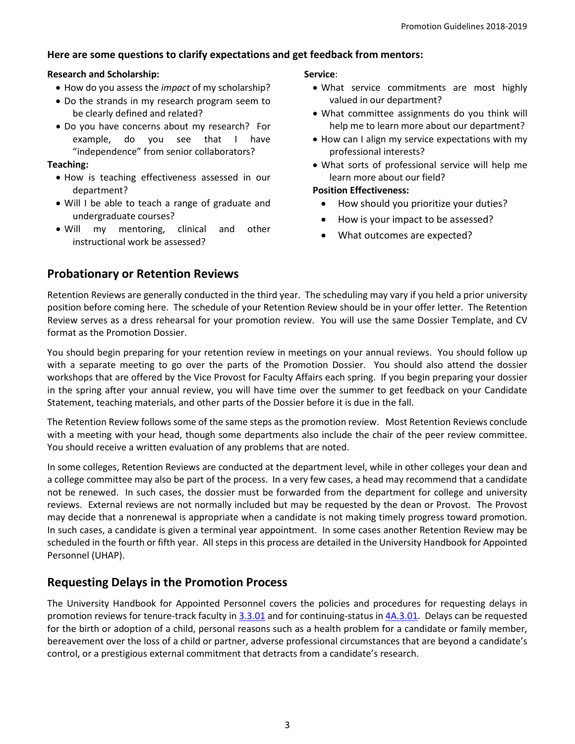**Here are some questions to clarify expectations and get feedback from mentors:**

**Research and Scholarship:**

- How do you assess the *impact* of my scholarship?
- Do the strands in my research program seem to be clearly defined and related?
- Do you have concerns about my research? For example, do you see that I have "independence" from senior collaborators?

**Teaching:**

- How is teaching effectiveness assessed in our department?
- Will I be able to teach a range of graduate and undergraduate courses?
- Will my mentoring, clinical and other instructional work be assessed?

**Service**:

- What service commitments are most highly valued in our department?
- What committee assignments do you think will help me to learn more about our department?
- How can I align my service expectations with my professional interests?
- What sorts of professional service will help me learn more about our field?

**Position Effectiveness:**

- How should you prioritize your duties?
- How is your impact to be assessed?
- What outcomes are expected?

## Probationary or Retention Reviews

Retention Reviews are generally conducted in the third year. The scheduling may vary if you held a prior university position before coming here. The schedule of your Retention Review should be in your offer letter. The Retention Review serves as a dress rehearsal for your promotion review. You will use the same Dossier Template, and CV format as the Promotion Dossier.

You should begin preparing for your retention review in meetings on your annual reviews. You should follow up with a separate meeting to go over the parts of the Promotion Dossier. You should also attend the dossier workshops that are offered by the Vice Provost for Faculty Affairs each spring. If you begin preparing your dossier in the spring after your annual review, you will have time over the summer to get feedback on your Candidate Statement, teaching materials, and other parts of the Dossier before it is due in the fall.

The Retention Review follows some of the same steps as the promotion review. Most Retention Reviews conclude with a meeting with your head, though some departments also include the chair of the peer review committee. You should receive a written evaluation of any problems that are noted.

In some colleges, Retention Reviews are conducted at the department level, while in other colleges your dean and a college committee may also be part of the process. In a very few cases, a head may recommend that a candidate not be renewed. In such cases, the dossier must be forwarded from the department for college and university reviews. External reviews are not normally included but may be requested by the dean or Provost. The Provost may decide that a nonrenewal is appropriate when a candidate is not making timely progress toward promotion. In such cases, a candidate is given a terminal year appointment. In some cases another Retention Review may be scheduled in the fourth or fifth year. All steps in this process are detailed in the University Handbook for Appointed Personnel (UHAP).

## Requesting Delays in the Promotion Process

The University Handbook for Appointed Personnel covers the policies and procedures for requesting delays in promotion reviews for tenure-track faculty in 3.3.01 and for continuing-status in 4A.3.01. Delays can be requested for the birth or adoption of a child, personal reasons such as a health problem for a candidate or family member, bereavement over the loss of a child or partner, adverse professional circumstances that are beyond a candidate's control, or a prestigious external commitment that detracts from a candidate's research.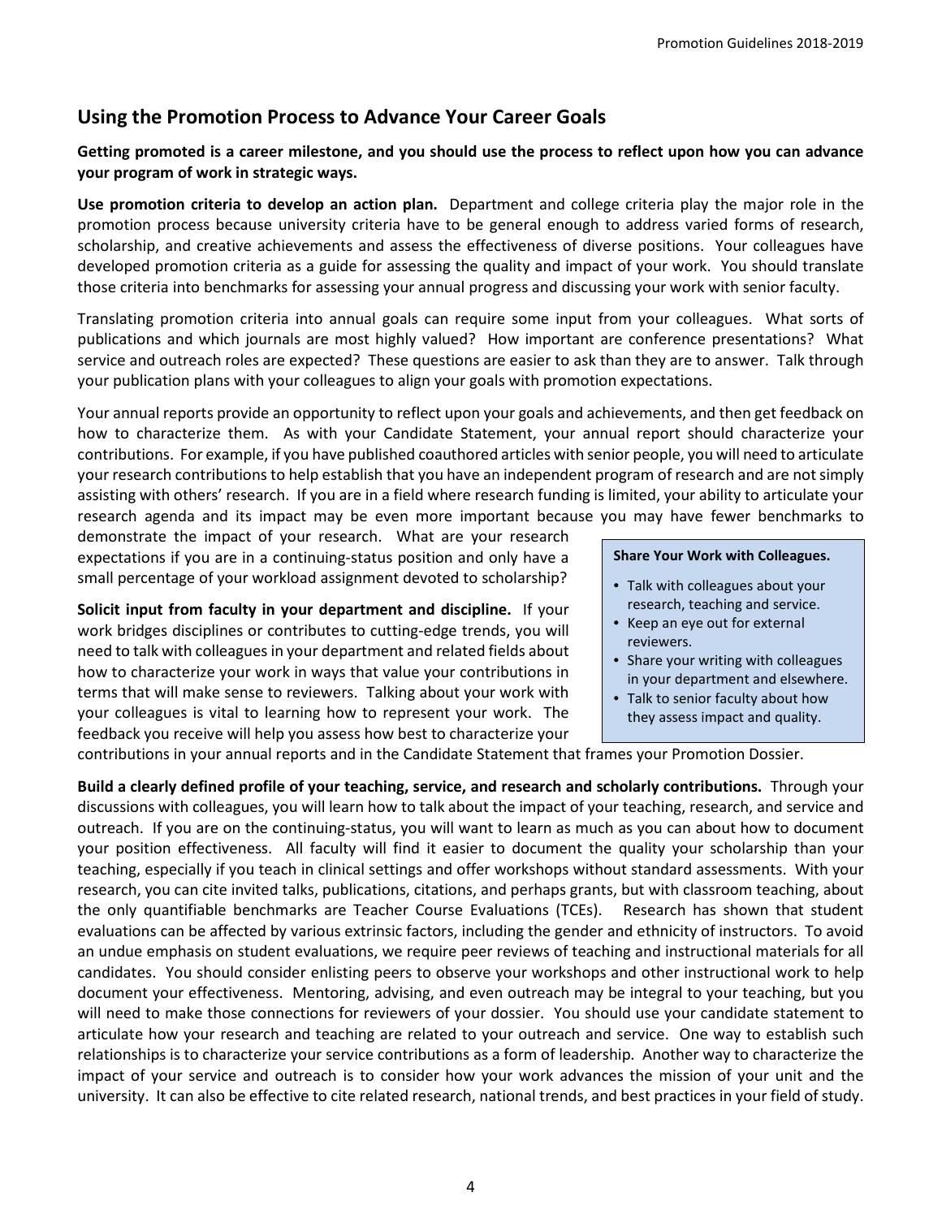## Using the Promotion Process to Advance Your Career Goals

**Getting promoted is a career milestone, and you should use the process to reflect upon how you can advance your program of work in strategic ways.**

**Use promotion criteria to develop an action plan.** Department and college criteria play the major role in the promotion process because university criteria have to be general enough to address varied forms of research, scholarship, and creative achievements and assess the effectiveness of diverse positions. Your colleagues have developed promotion criteria as a guide for assessing the quality and impact of your work. You should translate those criteria into benchmarks for assessing your annual progress and discussing your work with senior faculty.

Translating promotion criteria into annual goals can require some input from your colleagues. What sorts of publications and which journals are most highly valued? How important are conference presentations? What service and outreach roles are expected? These questions are easier to ask than they are to answer. Talk through your publication plans with your colleagues to align your goals with promotion expectations.

Your annual reports provide an opportunity to reflect upon your goals and achievements, and then get feedback on how to characterize them. As with your Candidate Statement, your annual report should characterize your contributions. For example, if you have published coauthored articles with senior people, you will need to articulate your research contributions to help establish that you have an independent program of research and are not simply assisting with others' research. If you are in a field where research funding is limited, your ability to articulate your research agenda and its impact may be even more important because you may have fewer benchmarks to demonstrate the impact of your research. What are your research expectations if you are in a continuing-status position and only have a small percentage of your workload assignment devoted to scholarship?

**Solicit input from faculty in your department and discipline.** If your work bridges disciplines or contributes to cutting-edge trends, you will need to talk with colleagues in your department and related fields about how to characterize your work in ways that value your contributions in terms that will make sense to reviewers. Talking about your work with your colleagues is vital to learning how to represent your work. The feedback you receive will help you assess how best to characterize your contributions in your annual reports and in the Candidate Statement that frames your Promotion Dossier.

**Share Your Work with Colleagues.**

- Talk with colleagues about your research, teaching and service.
- Keep an eye out for external reviewers.
- Share your writing with colleagues in your department and elsewhere.
- Talk to senior faculty about how they assess impact and quality.

**Build a clearly defined profile of your teaching, service, and research and scholarly contributions.** Through your discussions with colleagues, you will learn how to talk about the impact of your teaching, research, and service and outreach. If you are on the continuing-status, you will want to learn as much as you can about how to document your position effectiveness. All faculty will find it easier to document the quality your scholarship than your teaching, especially if you teach in clinical settings and offer workshops without standard assessments. With your research, you can cite invited talks, publications, citations, and perhaps grants, but with classroom teaching, about the only quantifiable benchmarks are Teacher Course Evaluations (TCEs). Research has shown that student evaluations can be affected by various extrinsic factors, including the gender and ethnicity of instructors. To avoid an undue emphasis on student evaluations, we require peer reviews of teaching and instructional materials for all candidates. You should consider enlisting peers to observe your workshops and other instructional work to help document your effectiveness. Mentoring, advising, and even outreach may be integral to your teaching, but you will need to make those connections for reviewers of your dossier. You should use your candidate statement to articulate how your research and teaching are related to your outreach and service. One way to establish such relationships is to characterize your service contributions as a form of leadership. Another way to characterize the impact of your service and outreach is to consider how your work advances the mission of your unit and the university. It can also be effective to cite related research, national trends, and best practices in your field of study.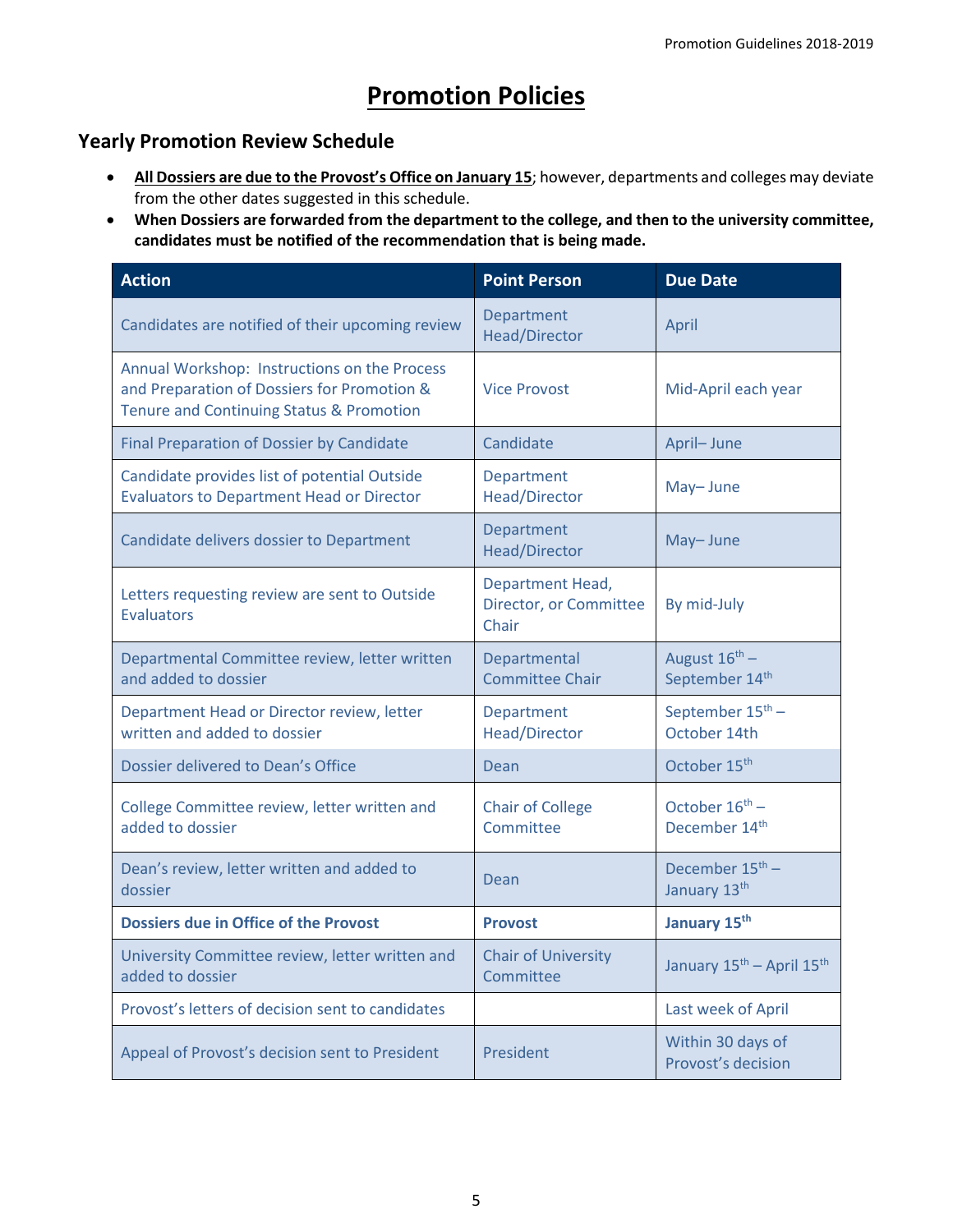# Promotion Policies

## Yearly Promotion Review Schedule

- **All Dossiers are due to the Provost's Office on January 15**; however, departments and colleges may deviate from the other dates suggested in this schedule.
- **When Dossiers are forwarded from the department to the college, and then to the university committee, candidates must be notified of the recommendation that is being made.**

| Action | Point Person | Due Date |
|---|---|---|
| Candidates are notified of their upcoming review | Department Head/Director | April |
| Annual Workshop: Instructions on the Process and Preparation of Dossiers for Promotion & Tenure and Continuing Status & Promotion | Vice Provost | Mid-April each year |
| Final Preparation of Dossier by Candidate | Candidate | April– June |
| Candidate provides list of potential Outside Evaluators to Department Head or Director | Department Head/Director | May– June |
| Candidate delivers dossier to Department | Department Head/Director | May– June |
| Letters requesting review are sent to Outside Evaluators | Department Head, Director, or Committee Chair | By mid-July |
| Departmental Committee review, letter written and added to dossier | Departmental Committee Chair | August 16th – September 14th |
| Department Head or Director review, letter written and added to dossier | Department Head/Director | September 15th – October 14th |
| Dossier delivered to Dean's Office | Dean | October 15th |
| College Committee review, letter written and added to dossier | Chair of College Committee | October 16th – December 14th |
| Dean's review, letter written and added to dossier | Dean | December 15th – January 13th |
| **Dossiers due in Office of the Provost** | **Provost** | **January 15th** |
| University Committee review, letter written and added to dossier | Chair of University Committee | January 15th – April 15th |
| Provost's letters of decision sent to candidates | | Last week of April |
| Appeal of Provost's decision sent to President | President | Within 30 days of Provost's decision |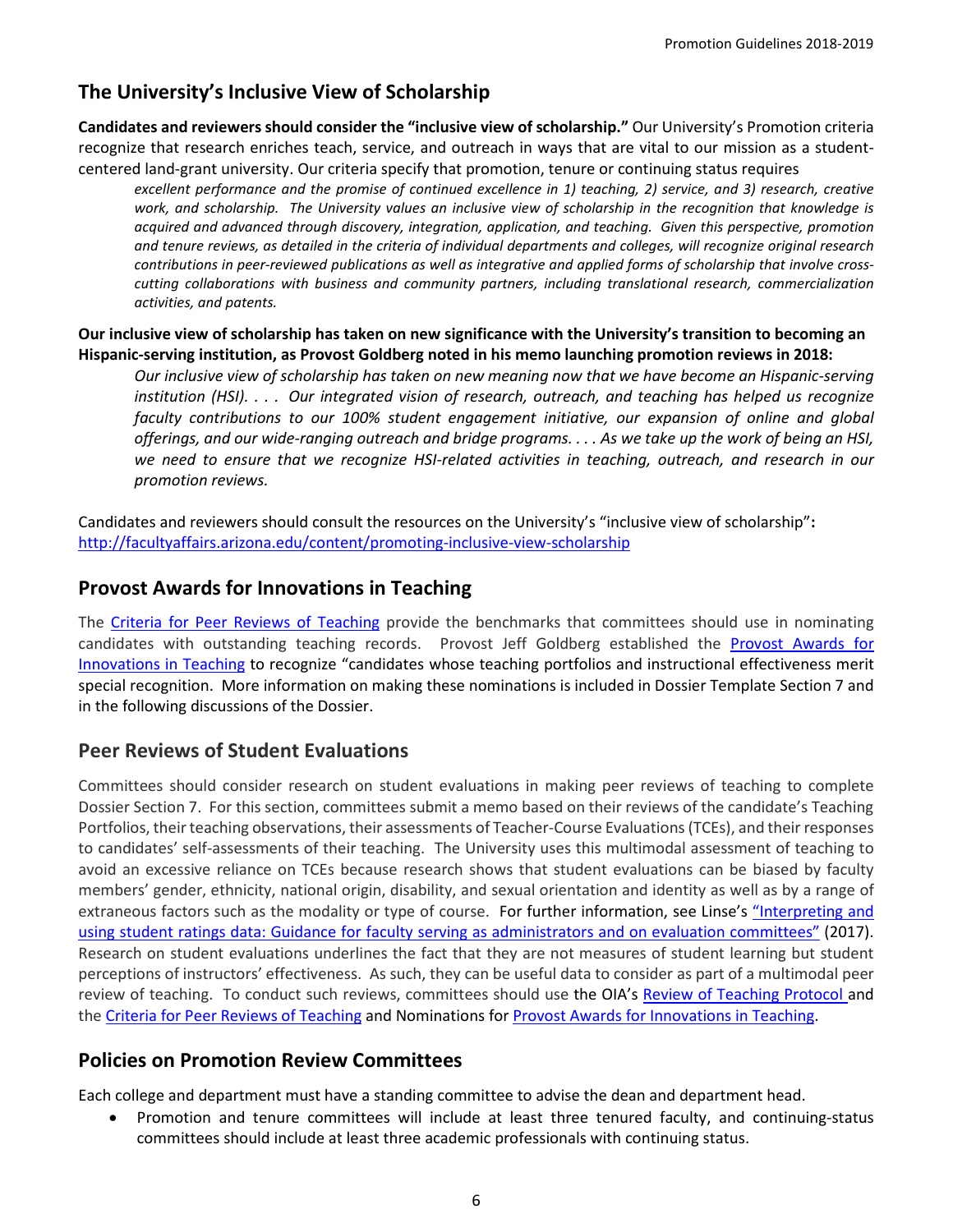## The University's Inclusive View of Scholarship

**Candidates and reviewers should consider the "inclusive view of scholarship."** Our University's Promotion criteria recognize that research enriches teach, service, and outreach in ways that are vital to our mission as a student-centered land-grant university. Our criteria specify that promotion, tenure or continuing status requires

> *excellent performance and the promise of continued excellence in 1) teaching, 2) service, and 3) research, creative work, and scholarship. The University values an inclusive view of scholarship in the recognition that knowledge is acquired and advanced through discovery, integration, application, and teaching. Given this perspective, promotion and tenure reviews, as detailed in the criteria of individual departments and colleges, will recognize original research contributions in peer-reviewed publications as well as integrative and applied forms of scholarship that involve cross-cutting collaborations with business and community partners, including translational research, commercialization activities, and patents.*

**Our inclusive view of scholarship has taken on new significance with the University's transition to becoming an Hispanic-serving institution, as Provost Goldberg noted in his memo launching promotion reviews in 2018:**

> *Our inclusive view of scholarship has taken on new meaning now that we have become an Hispanic-serving institution (HSI). . . . Our integrated vision of research, outreach, and teaching has helped us recognize faculty contributions to our 100% student engagement initiative, our expansion of online and global offerings, and our wide-ranging outreach and bridge programs. . . . As we take up the work of being an HSI, we need to ensure that we recognize HSI-related activities in teaching, outreach, and research in our promotion reviews.*

Candidates and reviewers should consult the resources on the University's "inclusive view of scholarship"**:** http://facultyaffairs.arizona.edu/content/promoting-inclusive-view-scholarship

## Provost Awards for Innovations in Teaching

The Criteria for Peer Reviews of Teaching provide the benchmarks that committees should use in nominating candidates with outstanding teaching records. Provost Jeff Goldberg established the Provost Awards for Innovations in Teaching to recognize "candidates whose teaching portfolios and instructional effectiveness merit special recognition. More information on making these nominations is included in Dossier Template Section 7 and in the following discussions of the Dossier.

## Peer Reviews of Student Evaluations

Committees should consider research on student evaluations in making peer reviews of teaching to complete Dossier Section 7. For this section, committees submit a memo based on their reviews of the candidate's Teaching Portfolios, their teaching observations, their assessments of Teacher-Course Evaluations (TCEs), and their responses to candidates' self-assessments of their teaching. The University uses this multimodal assessment of teaching to avoid an excessive reliance on TCEs because research shows that student evaluations can be biased by faculty members' gender, ethnicity, national origin, disability, and sexual orientation and identity as well as by a range of extraneous factors such as the modality or type of course. For further information, see Linse's "Interpreting and using student ratings data: Guidance for faculty serving as administrators and on evaluation committees" (2017). Research on student evaluations underlines the fact that they are not measures of student learning but student perceptions of instructors' effectiveness. As such, they can be useful data to consider as part of a multimodal peer review of teaching. To conduct such reviews, committees should use the OIA's Review of Teaching Protocol and the Criteria for Peer Reviews of Teaching and Nominations for Provost Awards for Innovations in Teaching.

## Policies on Promotion Review Committees

Each college and department must have a standing committee to advise the dean and department head.

- Promotion and tenure committees will include at least three tenured faculty, and continuing-status committees should include at least three academic professionals with continuing status.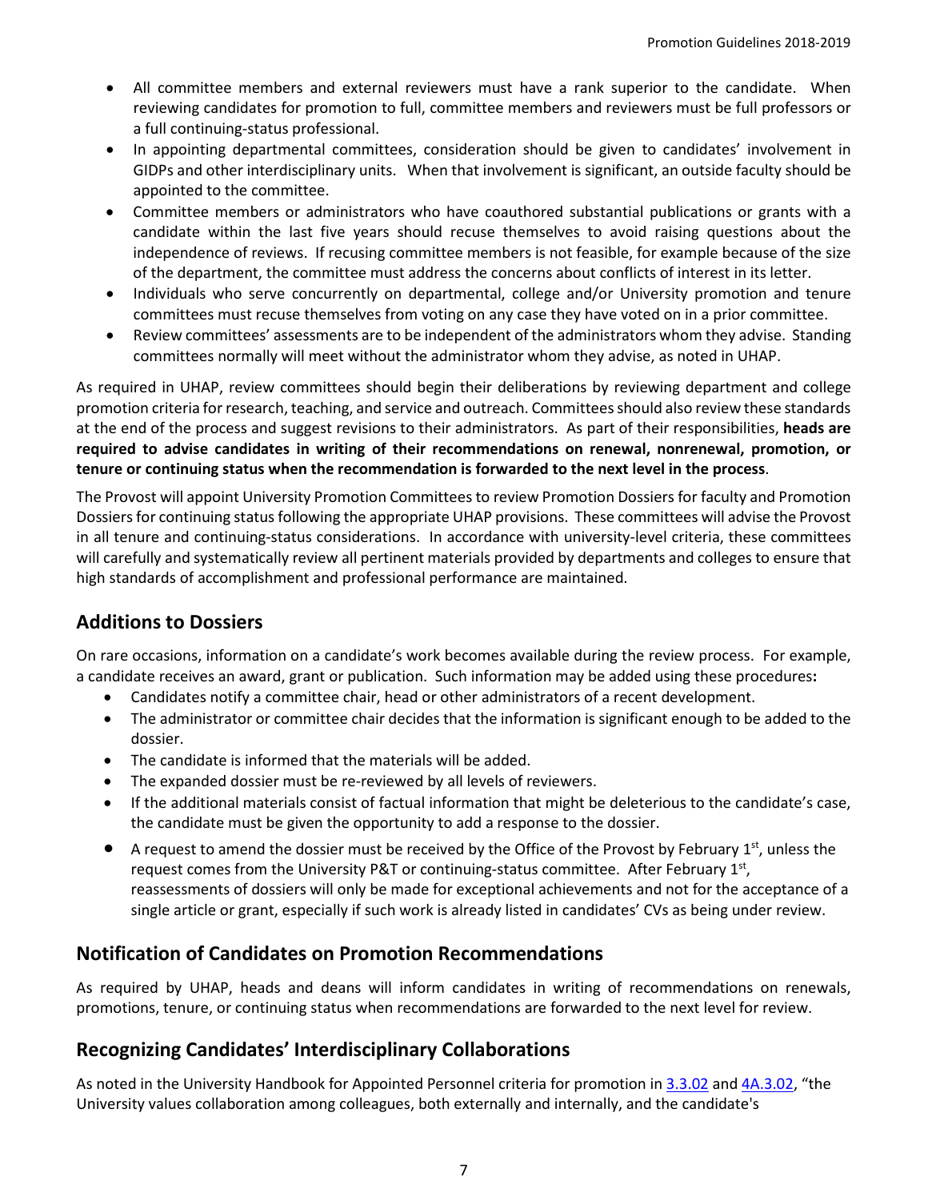- All committee members and external reviewers must have a rank superior to the candidate. When reviewing candidates for promotion to full, committee members and reviewers must be full professors or a full continuing-status professional.
- In appointing departmental committees, consideration should be given to candidates' involvement in GIDPs and other interdisciplinary units. When that involvement is significant, an outside faculty should be appointed to the committee.
- Committee members or administrators who have coauthored substantial publications or grants with a candidate within the last five years should recuse themselves to avoid raising questions about the independence of reviews. If recusing committee members is not feasible, for example because of the size of the department, the committee must address the concerns about conflicts of interest in its letter.
- Individuals who serve concurrently on departmental, college and/or University promotion and tenure committees must recuse themselves from voting on any case they have voted on in a prior committee.
- Review committees' assessments are to be independent of the administrators whom they advise. Standing committees normally will meet without the administrator whom they advise, as noted in UHAP.

As required in UHAP, review committees should begin their deliberations by reviewing department and college promotion criteria for research, teaching, and service and outreach. Committees should also review these standards at the end of the process and suggest revisions to their administrators. As part of their responsibilities, **heads are required to advise candidates in writing of their recommendations on renewal, nonrenewal, promotion, or tenure or continuing status when the recommendation is forwarded to the next level in the process**.

The Provost will appoint University Promotion Committees to review Promotion Dossiers for faculty and Promotion Dossiers for continuing status following the appropriate UHAP provisions. These committees will advise the Provost in all tenure and continuing-status considerations. In accordance with university-level criteria, these committees will carefully and systematically review all pertinent materials provided by departments and colleges to ensure that high standards of accomplishment and professional performance are maintained.

## Additions to Dossiers

On rare occasions, information on a candidate's work becomes available during the review process. For example, a candidate receives an award, grant or publication. Such information may be added using these procedures**:**

- Candidates notify a committee chair, head or other administrators of a recent development.
- The administrator or committee chair decides that the information is significant enough to be added to the dossier.
- The candidate is informed that the materials will be added.
- The expanded dossier must be re-reviewed by all levels of reviewers.
- If the additional materials consist of factual information that might be deleterious to the candidate's case, the candidate must be given the opportunity to add a response to the dossier.
- A request to amend the dossier must be received by the Office of the Provost by February 1st, unless the request comes from the University P&T or continuing-status committee. After February 1st, reassessments of dossiers will only be made for exceptional achievements and not for the acceptance of a single article or grant, especially if such work is already listed in candidates' CVs as being under review.

## Notification of Candidates on Promotion Recommendations

As required by UHAP, heads and deans will inform candidates in writing of recommendations on renewals, promotions, tenure, or continuing status when recommendations are forwarded to the next level for review.

## Recognizing Candidates' Interdisciplinary Collaborations

As noted in the University Handbook for Appointed Personnel criteria for promotion in 3.3.02 and 4A.3.02, "the University values collaboration among colleagues, both externally and internally, and the candidate's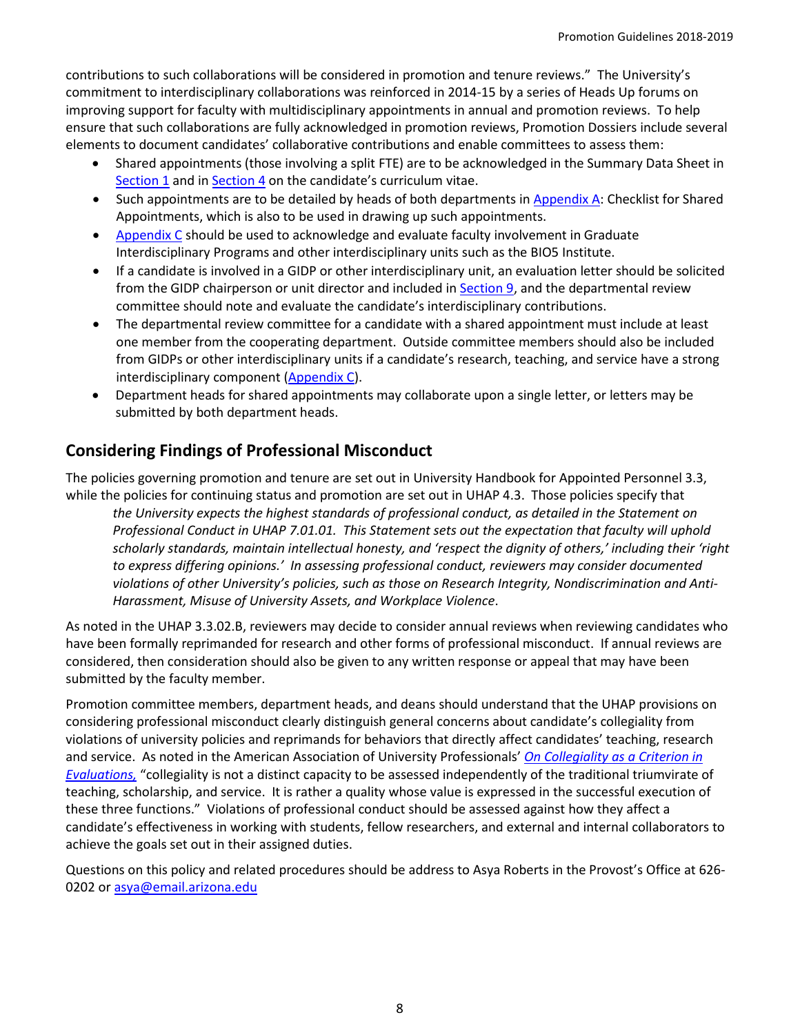contributions to such collaborations will be considered in promotion and tenure reviews." The University's commitment to interdisciplinary collaborations was reinforced in 2014-15 by a series of Heads Up forums on improving support for faculty with multidisciplinary appointments in annual and promotion reviews. To help ensure that such collaborations are fully acknowledged in promotion reviews, Promotion Dossiers include several elements to document candidates' collaborative contributions and enable committees to assess them:

- Shared appointments (those involving a split FTE) are to be acknowledged in the Summary Data Sheet in Section 1 and in Section 4 on the candidate's curriculum vitae.
- Such appointments are to be detailed by heads of both departments in Appendix A: Checklist for Shared Appointments, which is also to be used in drawing up such appointments.
- Appendix C should be used to acknowledge and evaluate faculty involvement in Graduate Interdisciplinary Programs and other interdisciplinary units such as the BIO5 Institute.
- If a candidate is involved in a GIDP or other interdisciplinary unit, an evaluation letter should be solicited from the GIDP chairperson or unit director and included in Section 9, and the departmental review committee should note and evaluate the candidate's interdisciplinary contributions.
- The departmental review committee for a candidate with a shared appointment must include at least one member from the cooperating department. Outside committee members should also be included from GIDPs or other interdisciplinary units if a candidate's research, teaching, and service have a strong interdisciplinary component (Appendix C).
- Department heads for shared appointments may collaborate upon a single letter, or letters may be submitted by both department heads.

## Considering Findings of Professional Misconduct

The policies governing promotion and tenure are set out in University Handbook for Appointed Personnel 3.3, while the policies for continuing status and promotion are set out in UHAP 4.3. Those policies specify that

> *the University expects the highest standards of professional conduct, as detailed in the Statement on Professional Conduct in UHAP 7.01.01. This Statement sets out the expectation that faculty will uphold scholarly standards, maintain intellectual honesty, and 'respect the dignity of others,' including their 'right to express differing opinions.' In assessing professional conduct, reviewers may consider documented violations of other University's policies, such as those on Research Integrity, Nondiscrimination and Anti-Harassment, Misuse of University Assets, and Workplace Violence*.

As noted in the UHAP 3.3.02.B, reviewers may decide to consider annual reviews when reviewing candidates who have been formally reprimanded for research and other forms of professional misconduct. If annual reviews are considered, then consideration should also be given to any written response or appeal that may have been submitted by the faculty member.

Promotion committee members, department heads, and deans should understand that the UHAP provisions on considering professional misconduct clearly distinguish general concerns about candidate's collegiality from violations of university policies and reprimands for behaviors that directly affect candidates' teaching, research and service. As noted in the American Association of University Professionals' *On Collegiality as a Criterion in Evaluations,* "collegiality is not a distinct capacity to be assessed independently of the traditional triumvirate of teaching, scholarship, and service. It is rather a quality whose value is expressed in the successful execution of these three functions." Violations of professional conduct should be assessed against how they affect a candidate's effectiveness in working with students, fellow researchers, and external and internal collaborators to achieve the goals set out in their assigned duties.

Questions on this policy and related procedures should be address to Asya Roberts in the Provost's Office at 626-0202 or asya@email.arizona.edu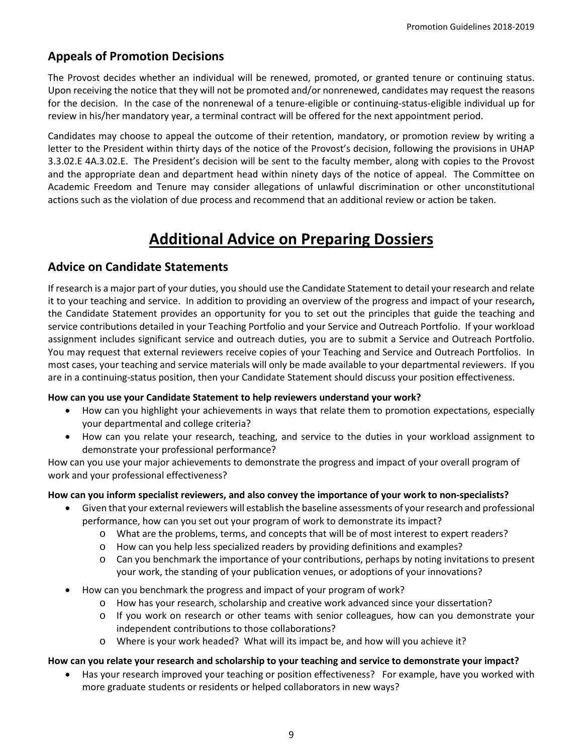## Appeals of Promotion Decisions

The Provost decides whether an individual will be renewed, promoted, or granted tenure or continuing status. Upon receiving the notice that they will not be promoted and/or nonrenewed, candidates may request the reasons for the decision. In the case of the nonrenewal of a tenure-eligible or continuing-status-eligible individual up for review in his/her mandatory year, a terminal contract will be offered for the next appointment period.

Candidates may choose to appeal the outcome of their retention, mandatory, or promotion review by writing a letter to the President within thirty days of the notice of the Provost's decision, following the provisions in UHAP 3.3.02.E 4A.3.02.E. The President's decision will be sent to the faculty member, along with copies to the Provost and the appropriate dean and department head within ninety days of the notice of appeal. The Committee on Academic Freedom and Tenure may consider allegations of unlawful discrimination or other unconstitutional actions such as the violation of due process and recommend that an additional review or action be taken.

# Additional Advice on Preparing Dossiers

## Advice on Candidate Statements

If research is a major part of your duties, you should use the Candidate Statement to detail your research and relate it to your teaching and service. In addition to providing an overview of the progress and impact of your research**,** the Candidate Statement provides an opportunity for you to set out the principles that guide the teaching and service contributions detailed in your Teaching Portfolio and your Service and Outreach Portfolio. If your workload assignment includes significant service and outreach duties, you are to submit a Service and Outreach Portfolio. You may request that external reviewers receive copies of your Teaching and Service and Outreach Portfolios. In most cases, your teaching and service materials will only be made available to your departmental reviewers. If you are in a continuing-status position, then your Candidate Statement should discuss your position effectiveness.

**How can you use your Candidate Statement to help reviewers understand your work?**

- How can you highlight your achievements in ways that relate them to promotion expectations, especially your departmental and college criteria?
- How can you relate your research, teaching, and service to the duties in your workload assignment to demonstrate your professional performance?

How can you use your major achievements to demonstrate the progress and impact of your overall program of work and your professional effectiveness?

**How can you inform specialist reviewers, and also convey the importance of your work to non-specialists?**

- Given that your external reviewers will establish the baseline assessments of your research and professional performance, how can you set out your program of work to demonstrate its impact?
  - What are the problems, terms, and concepts that will be of most interest to expert readers?
  - How can you help less specialized readers by providing definitions and examples?
  - Can you benchmark the importance of your contributions, perhaps by noting invitations to present your work, the standing of your publication venues, or adoptions of your innovations?
- How can you benchmark the progress and impact of your program of work?
  - How has your research, scholarship and creative work advanced since your dissertation?
  - If you work on research or other teams with senior colleagues, how can you demonstrate your independent contributions to those collaborations?
  - Where is your work headed? What will its impact be, and how will you achieve it?

**How can you relate your research and scholarship to your teaching and service to demonstrate your impact?**

- Has your research improved your teaching or position effectiveness? For example, have you worked with more graduate students or residents or helped collaborators in new ways?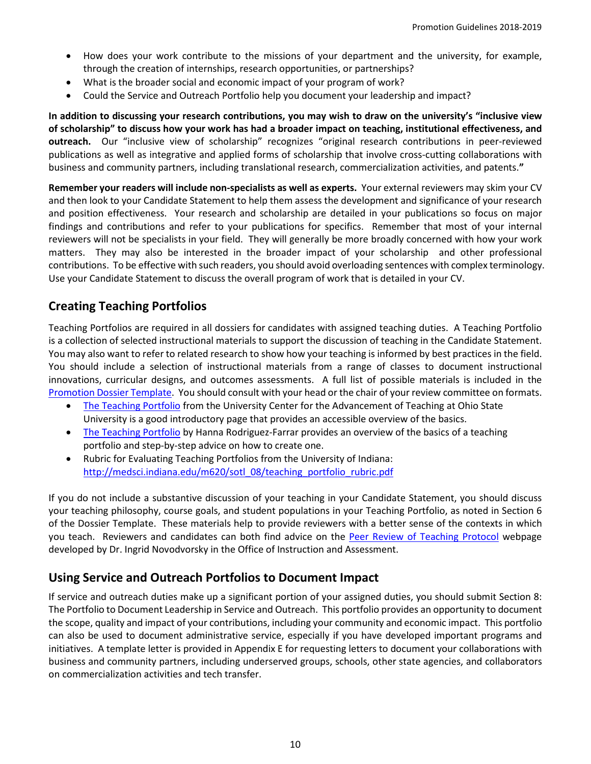- How does your work contribute to the missions of your department and the university, for example, through the creation of internships, research opportunities, or partnerships?
- What is the broader social and economic impact of your program of work?
- Could the Service and Outreach Portfolio help you document your leadership and impact?

**In addition to discussing your research contributions, you may wish to draw on the university's "inclusive view of scholarship" to discuss how your work has had a broader impact on teaching, institutional effectiveness, and outreach.** Our "inclusive view of scholarship" recognizes "original research contributions in peer-reviewed publications as well as integrative and applied forms of scholarship that involve cross-cutting collaborations with business and community partners, including translational research, commercialization activities, and patents."

**Remember your readers will include non-specialists as well as experts.** Your external reviewers may skim your CV and then look to your Candidate Statement to help them assess the development and significance of your research and position effectiveness. Your research and scholarship are detailed in your publications so focus on major findings and contributions and refer to your publications for specifics. Remember that most of your internal reviewers will not be specialists in your field. They will generally be more broadly concerned with how your work matters. They may also be interested in the broader impact of your scholarship and other professional contributions. To be effective with such readers, you should avoid overloading sentences with complex terminology. Use your Candidate Statement to discuss the overall program of work that is detailed in your CV.

## Creating Teaching Portfolios

Teaching Portfolios are required in all dossiers for candidates with assigned teaching duties. A Teaching Portfolio is a collection of selected instructional materials to support the discussion of teaching in the Candidate Statement. You may also want to refer to related research to show how your teaching is informed by best practices in the field. You should include a selection of instructional materials from a range of classes to document instructional innovations, curricular designs, and outcomes assessments. A full list of possible materials is included in the Promotion Dossier Template. You should consult with your head or the chair of your review committee on formats.

- The Teaching Portfolio from the University Center for the Advancement of Teaching at Ohio State University is a good introductory page that provides an accessible overview of the basics.
- The Teaching Portfolio by Hanna Rodriguez-Farrar provides an overview of the basics of a teaching portfolio and step-by-step advice on how to create one.
- Rubric for Evaluating Teaching Portfolios from the University of Indiana: http://medsci.indiana.edu/m620/sotl_08/teaching_portfolio_rubric.pdf

If you do not include a substantive discussion of your teaching in your Candidate Statement, you should discuss your teaching philosophy, course goals, and student populations in your Teaching Portfolio, as noted in Section 6 of the Dossier Template. These materials help to provide reviewers with a better sense of the contexts in which you teach. Reviewers and candidates can both find advice on the Peer Review of Teaching Protocol webpage developed by Dr. Ingrid Novodvorsky in the Office of Instruction and Assessment.

## Using Service and Outreach Portfolios to Document Impact

If service and outreach duties make up a significant portion of your assigned duties, you should submit Section 8: The Portfolio to Document Leadership in Service and Outreach. This portfolio provides an opportunity to document the scope, quality and impact of your contributions, including your community and economic impact. This portfolio can also be used to document administrative service, especially if you have developed important programs and initiatives. A template letter is provided in Appendix E for requesting letters to document your collaborations with business and community partners, including underserved groups, schools, other state agencies, and collaborators on commercialization activities and tech transfer.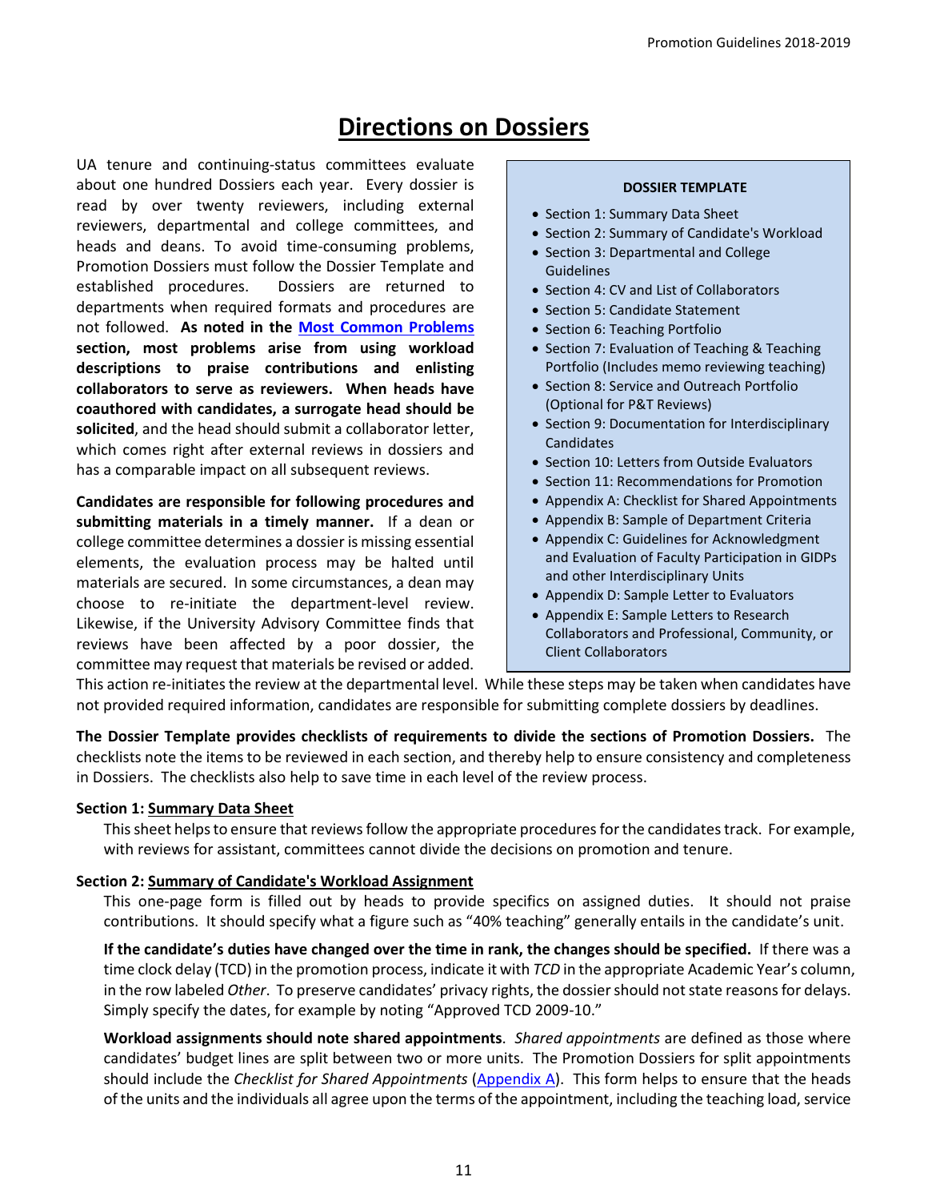# Directions on Dossiers

UA tenure and continuing-status committees evaluate about one hundred Dossiers each year. Every dossier is read by over twenty reviewers, including external reviewers, departmental and college committees, and heads and deans. To avoid time-consuming problems, Promotion Dossiers must follow the Dossier Template and established procedures. Dossiers are returned to departments when required formats and procedures are not followed. **As noted in the Most Common Problems section, most problems arise from using workload descriptions to praise contributions and enlisting collaborators to serve as reviewers. When heads have coauthored with candidates, a surrogate head should be solicited**, and the head should submit a collaborator letter, which comes right after external reviews in dossiers and has a comparable impact on all subsequent reviews.

**DOSSIER TEMPLATE**

- Section 1: Summary Data Sheet
- Section 2: Summary of Candidate's Workload
- Section 3: Departmental and College Guidelines
- Section 4: CV and List of Collaborators
- Section 5: Candidate Statement
- Section 6: Teaching Portfolio
- Section 7: Evaluation of Teaching & Teaching Portfolio (Includes memo reviewing teaching)
- Section 8: Service and Outreach Portfolio (Optional for P&T Reviews)
- Section 9: Documentation for Interdisciplinary Candidates
- Section 10: Letters from Outside Evaluators
- Section 11: Recommendations for Promotion
- Appendix A: Checklist for Shared Appointments
- Appendix B: Sample of Department Criteria
- Appendix C: Guidelines for Acknowledgment and Evaluation of Faculty Participation in GIDPs and other Interdisciplinary Units
- Appendix D: Sample Letter to Evaluators
- Appendix E: Sample Letters to Research Collaborators and Professional, Community, or Client Collaborators

**Candidates are responsible for following procedures and submitting materials in a timely manner.** If a dean or college committee determines a dossier is missing essential elements, the evaluation process may be halted until materials are secured. In some circumstances, a dean may choose to re-initiate the department-level review. Likewise, if the University Advisory Committee finds that reviews have been affected by a poor dossier, the committee may request that materials be revised or added. This action re-initiates the review at the departmental level. While these steps may be taken when candidates have not provided required information, candidates are responsible for submitting complete dossiers by deadlines.

**The Dossier Template provides checklists of requirements to divide the sections of Promotion Dossiers.** The checklists note the items to be reviewed in each section, and thereby help to ensure consistency and completeness in Dossiers. The checklists also help to save time in each level of the review process.

**Section 1: Summary Data Sheet**

This sheet helps to ensure that reviews follow the appropriate procedures for the candidates track. For example, with reviews for assistant, committees cannot divide the decisions on promotion and tenure.

**Section 2: Summary of Candidate's Workload Assignment**

This one-page form is filled out by heads to provide specifics on assigned duties. It should not praise contributions. It should specify what a figure such as "40% teaching" generally entails in the candidate's unit.

**If the candidate's duties have changed over the time in rank, the changes should be specified.** If there was a time clock delay (TCD) in the promotion process, indicate it with *TCD* in the appropriate Academic Year's column, in the row labeled *Other*. To preserve candidates' privacy rights, the dossier should not state reasons for delays. Simply specify the dates, for example by noting "Approved TCD 2009-10."

**Workload assignments should note shared appointments**. *Shared appointments* are defined as those where candidates' budget lines are split between two or more units. The Promotion Dossiers for split appointments should include the *Checklist for Shared Appointments* (Appendix A). This form helps to ensure that the heads of the units and the individuals all agree upon the terms of the appointment, including the teaching load, service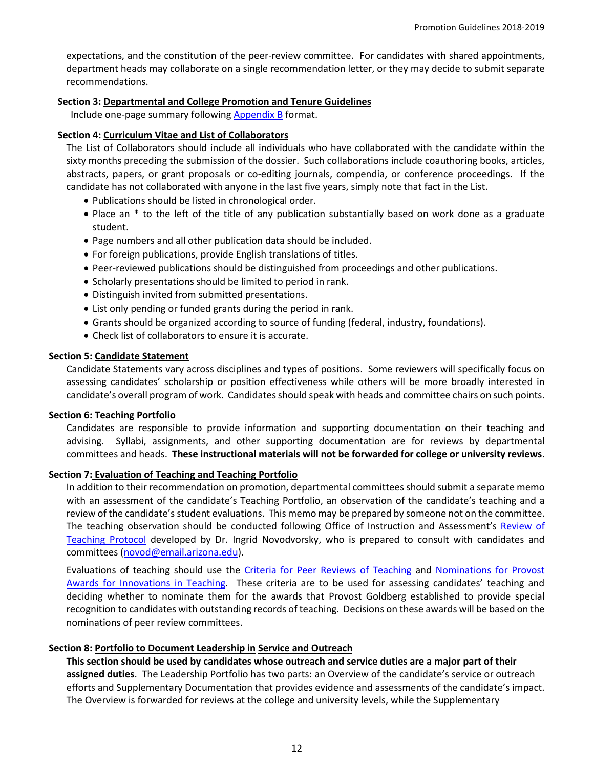expectations, and the constitution of the peer-review committee. For candidates with shared appointments, department heads may collaborate on a single recommendation letter, or they may decide to submit separate recommendations.

**Section 3: Departmental and College Promotion and Tenure Guidelines**

Include one-page summary following Appendix B format.

**Section 4: Curriculum Vitae and List of Collaborators**

The List of Collaborators should include all individuals who have collaborated with the candidate within the sixty months preceding the submission of the dossier. Such collaborations include coauthoring books, articles, abstracts, papers, or grant proposals or co-editing journals, compendia, or conference proceedings. If the candidate has not collaborated with anyone in the last five years, simply note that fact in the List.

- Publications should be listed in chronological order.
- Place an * to the left of the title of any publication substantially based on work done as a graduate student.
- Page numbers and all other publication data should be included.
- For foreign publications, provide English translations of titles.
- Peer-reviewed publications should be distinguished from proceedings and other publications.
- Scholarly presentations should be limited to period in rank.
- Distinguish invited from submitted presentations.
- List only pending or funded grants during the period in rank.
- Grants should be organized according to source of funding (federal, industry, foundations).
- Check list of collaborators to ensure it is accurate.

**Section 5: Candidate Statement**

Candidate Statements vary across disciplines and types of positions. Some reviewers will specifically focus on assessing candidates' scholarship or position effectiveness while others will be more broadly interested in candidate's overall program of work. Candidates should speak with heads and committee chairs on such points.

**Section 6: Teaching Portfolio**

Candidates are responsible to provide information and supporting documentation on their teaching and advising. Syllabi, assignments, and other supporting documentation are for reviews by departmental committees and heads. **These instructional materials will not be forwarded for college or university reviews**.

**Section 7: Evaluation of Teaching and Teaching Portfolio**

In addition to their recommendation on promotion, departmental committees should submit a separate memo with an assessment of the candidate's Teaching Portfolio, an observation of the candidate's teaching and a review of the candidate's student evaluations. This memo may be prepared by someone not on the committee. The teaching observation should be conducted following Office of Instruction and Assessment's Review of Teaching Protocol developed by Dr. Ingrid Novodvorsky, who is prepared to consult with candidates and committees (novod@email.arizona.edu).

Evaluations of teaching should use the Criteria for Peer Reviews of Teaching and Nominations for Provost Awards for Innovations in Teaching. These criteria are to be used for assessing candidates' teaching and deciding whether to nominate them for the awards that Provost Goldberg established to provide special recognition to candidates with outstanding records of teaching. Decisions on these awards will be based on the nominations of peer review committees.

**Section 8: Portfolio to Document Leadership in Service and Outreach**

**This section should be used by candidates whose outreach and service duties are a major part of their assigned duties**. The Leadership Portfolio has two parts: an Overview of the candidate's service or outreach efforts and Supplementary Documentation that provides evidence and assessments of the candidate's impact. The Overview is forwarded for reviews at the college and university levels, while the Supplementary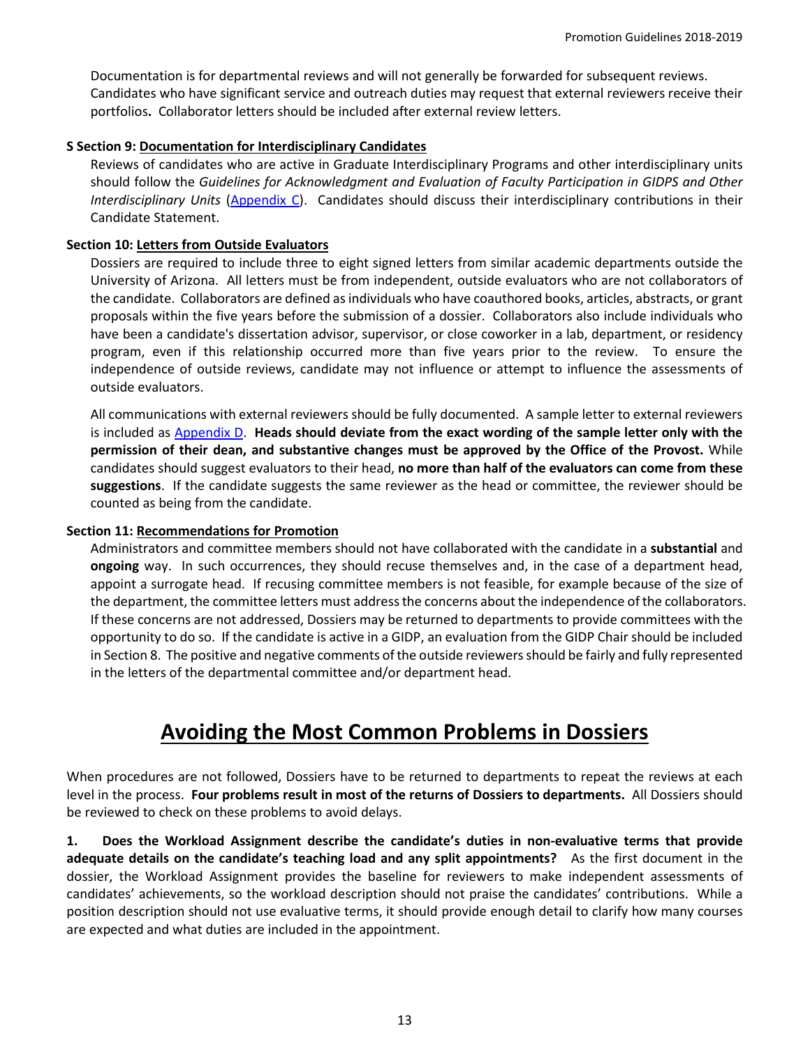Documentation is for departmental reviews and will not generally be forwarded for subsequent reviews. Candidates who have significant service and outreach duties may request that external reviewers receive their portfolios**.** Collaborator letters should be included after external review letters.

**S Section 9: Documentation for Interdisciplinary Candidates**

Reviews of candidates who are active in Graduate Interdisciplinary Programs and other interdisciplinary units should follow the *Guidelines for Acknowledgment and Evaluation of Faculty Participation in GIDPS and Other Interdisciplinary Units* (Appendix C). Candidates should discuss their interdisciplinary contributions in their Candidate Statement.

**Section 10: Letters from Outside Evaluators**

Dossiers are required to include three to eight signed letters from similar academic departments outside the University of Arizona. All letters must be from independent, outside evaluators who are not collaborators of the candidate. Collaborators are defined as individuals who have coauthored books, articles, abstracts, or grant proposals within the five years before the submission of a dossier. Collaborators also include individuals who have been a candidate's dissertation advisor, supervisor, or close coworker in a lab, department, or residency program, even if this relationship occurred more than five years prior to the review. To ensure the independence of outside reviews, candidate may not influence or attempt to influence the assessments of outside evaluators.

All communications with external reviewers should be fully documented. A sample letter to external reviewers is included as Appendix D. **Heads should deviate from the exact wording of the sample letter only with the permission of their dean, and substantive changes must be approved by the Office of the Provost.** While candidates should suggest evaluators to their head, **no more than half of the evaluators can come from these suggestions**. If the candidate suggests the same reviewer as the head or committee, the reviewer should be counted as being from the candidate.

**Section 11: Recommendations for Promotion**

Administrators and committee members should not have collaborated with the candidate in a **substantial** and **ongoing** way. In such occurrences, they should recuse themselves and, in the case of a department head, appoint a surrogate head. If recusing committee members is not feasible, for example because of the size of the department, the committee letters must address the concerns about the independence of the collaborators. If these concerns are not addressed, Dossiers may be returned to departments to provide committees with the opportunity to do so. If the candidate is active in a GIDP, an evaluation from the GIDP Chair should be included in Section 8. The positive and negative comments of the outside reviewers should be fairly and fully represented in the letters of the departmental committee and/or department head.

# Avoiding the Most Common Problems in Dossiers

When procedures are not followed, Dossiers have to be returned to departments to repeat the reviews at each level in the process. **Four problems result in most of the returns of Dossiers to departments.** All Dossiers should be reviewed to check on these problems to avoid delays.

**1. Does the Workload Assignment describe the candidate's duties in non-evaluative terms that provide adequate details on the candidate's teaching load and any split appointments?** As the first document in the dossier, the Workload Assignment provides the baseline for reviewers to make independent assessments of candidates' achievements, so the workload description should not praise the candidates' contributions. While a position description should not use evaluative terms, it should provide enough detail to clarify how many courses are expected and what duties are included in the appointment.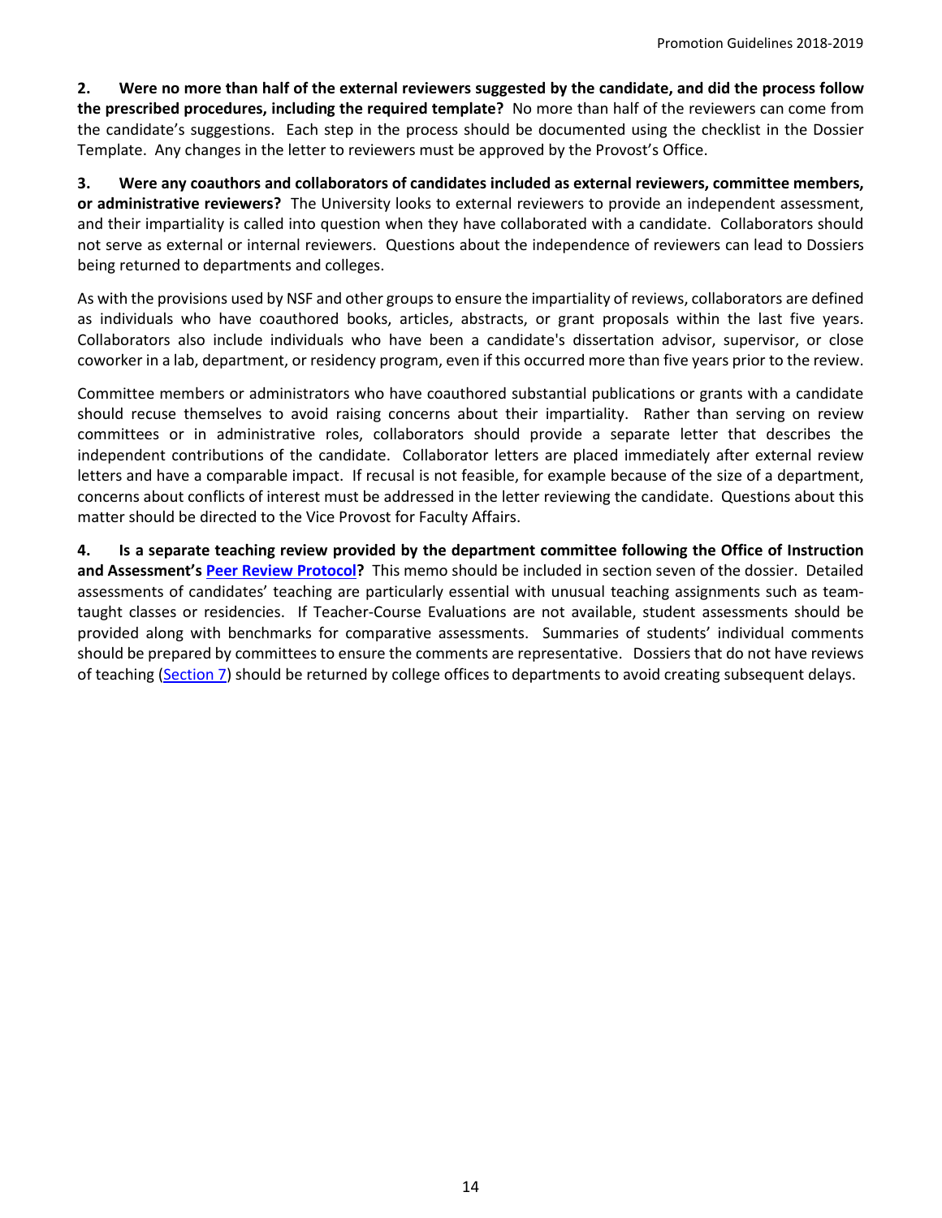**2. Were no more than half of the external reviewers suggested by the candidate, and did the process follow the prescribed procedures, including the required template?** No more than half of the reviewers can come from the candidate's suggestions. Each step in the process should be documented using the checklist in the Dossier Template. Any changes in the letter to reviewers must be approved by the Provost's Office.

**3. Were any coauthors and collaborators of candidates included as external reviewers, committee members, or administrative reviewers?** The University looks to external reviewers to provide an independent assessment, and their impartiality is called into question when they have collaborated with a candidate. Collaborators should not serve as external or internal reviewers. Questions about the independence of reviewers can lead to Dossiers being returned to departments and colleges.

As with the provisions used by NSF and other groups to ensure the impartiality of reviews, collaborators are defined as individuals who have coauthored books, articles, abstracts, or grant proposals within the last five years. Collaborators also include individuals who have been a candidate's dissertation advisor, supervisor, or close coworker in a lab, department, or residency program, even if this occurred more than five years prior to the review.

Committee members or administrators who have coauthored substantial publications or grants with a candidate should recuse themselves to avoid raising concerns about their impartiality. Rather than serving on review committees or in administrative roles, collaborators should provide a separate letter that describes the independent contributions of the candidate. Collaborator letters are placed immediately after external review letters and have a comparable impact. If recusal is not feasible, for example because of the size of a department, concerns about conflicts of interest must be addressed in the letter reviewing the candidate. Questions about this matter should be directed to the Vice Provost for Faculty Affairs.

**4. Is a separate teaching review provided by the department committee following the Office of Instruction and Assessment's Peer Review Protocol?** This memo should be included in section seven of the dossier. Detailed assessments of candidates' teaching are particularly essential with unusual teaching assignments such as team-taught classes or residencies. If Teacher-Course Evaluations are not available, student assessments should be provided along with benchmarks for comparative assessments. Summaries of students' individual comments should be prepared by committees to ensure the comments are representative. Dossiers that do not have reviews of teaching (Section 7) should be returned by college offices to departments to avoid creating subsequent delays.